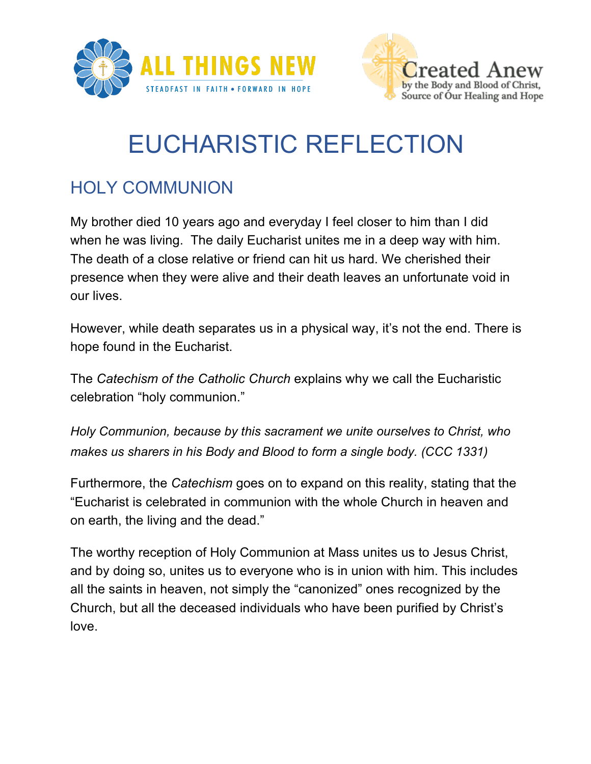ALL THINGS NEW
STEADFAST IN FAITH • FORWARD IN HOPE

Created Anew
by the Body and Blood of Christ, Source of Our Healing and Hope

# EUCHARISTIC REFLECTION

## HOLY COMMUNION

My brother died 10 years ago and everyday I feel closer to him than I did when he was living. The daily Eucharist unites me in a deep way with him. The death of a close relative or friend can hit us hard. We cherished their presence when they were alive and their death leaves an unfortunate void in our lives.

However, while death separates us in a physical way, it's not the end. There is hope found in the Eucharist.

The *Catechism of the Catholic Church* explains why we call the Eucharistic celebration "holy communion."

*Holy Communion, because by this sacrament we unite ourselves to Christ, who makes us sharers in his Body and Blood to form a single body. (CCC 1331)*

Furthermore, the *Catechism* goes on to expand on this reality, stating that the "Eucharist is celebrated in communion with the whole Church in heaven and on earth, the living and the dead."

The worthy reception of Holy Communion at Mass unites us to Jesus Christ, and by doing so, unites us to everyone who is in union with him. This includes all the saints in heaven, not simply the "canonized" ones recognized by the Church, but all the deceased individuals who have been purified by Christ's love.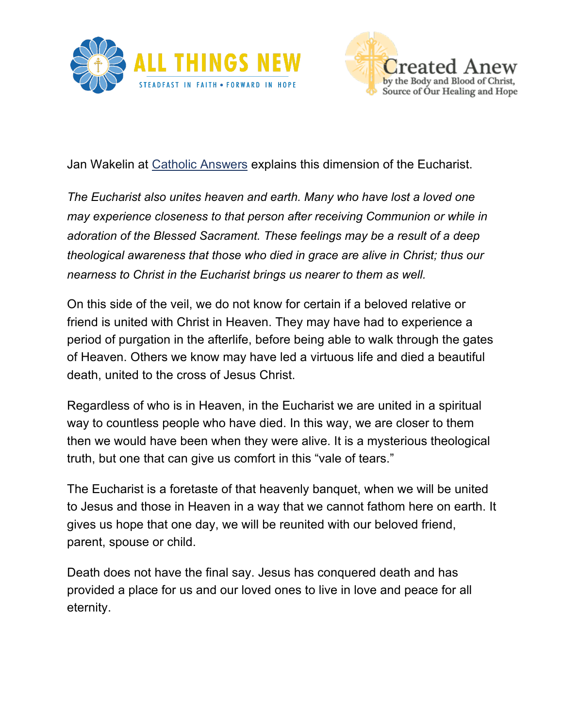Jan Wakelin at Catholic Answers explains this dimension of the Eucharist.

*The Eucharist also unites heaven and earth. Many who have lost a loved one may experience closeness to that person after receiving Communion or while in adoration of the Blessed Sacrament. These feelings may be a result of a deep theological awareness that those who died in grace are alive in Christ; thus our nearness to Christ in the Eucharist brings us nearer to them as well.*

On this side of the veil, we do not know for certain if a beloved relative or friend is united with Christ in Heaven. They may have had to experience a period of purgation in the afterlife, before being able to walk through the gates of Heaven. Others we know may have led a virtuous life and died a beautiful death, united to the cross of Jesus Christ.

Regardless of who is in Heaven, in the Eucharist we are united in a spiritual way to countless people who have died. In this way, we are closer to them then we would have been when they were alive. It is a mysterious theological truth, but one that can give us comfort in this "vale of tears."

The Eucharist is a foretaste of that heavenly banquet, when we will be united to Jesus and those in Heaven in a way that we cannot fathom here on earth. It gives us hope that one day, we will be reunited with our beloved friend, parent, spouse or child.

Death does not have the final say. Jesus has conquered death and has provided a place for us and our loved ones to live in love and peace for all eternity.